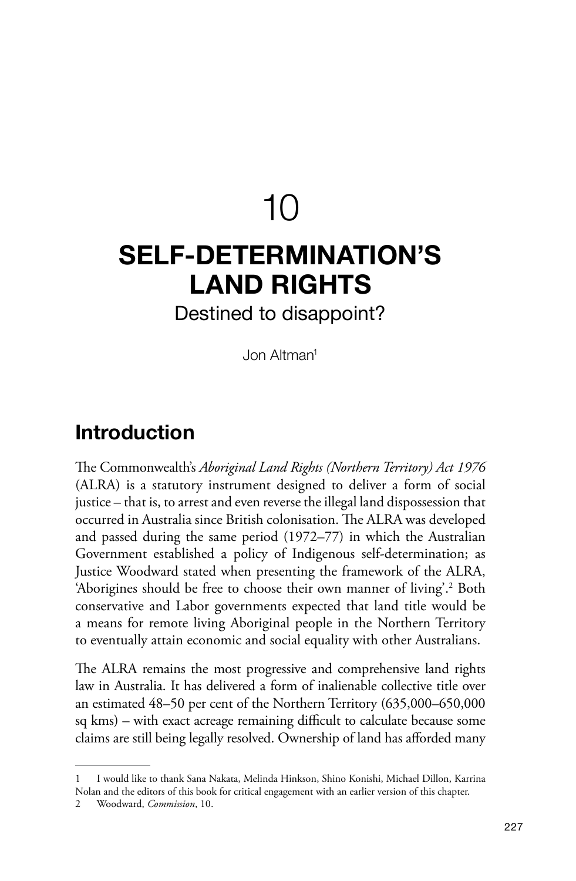# 10

# SELF-DETERMINATION'S LAND RIGHTS

Destined to disappoint?

Jon Altman[1]

## Introduction

The Commonwealth's *Aboriginal Land Rights (Northern Territory) Act 1976* (ALRA) is a statutory instrument designed to deliver a form of social justice – that is, to arrest and even reverse the illegal land dispossession that occurred in Australia since British colonisation. The ALRA was developed and passed during the same period (1972–77) in which the Australian Government established a policy of Indigenous self-determination; as Justice Woodward stated when presenting the framework of the ALRA, 'Aborigines should be free to choose their own manner of living'.[2] Both conservative and Labor governments expected that land title would be a means for remote living Aboriginal people in the Northern Territory to eventually attain economic and social equality with other Australians.

The ALRA remains the most progressive and comprehensive land rights law in Australia. It has delivered a form of inalienable collective title over an estimated 48–50 per cent of the Northern Territory (635,000–650,000 sq kms) – with exact acreage remaining difficult to calculate because some claims are still being legally resolved. Ownership of land has afforded many

---

1 I would like to thank Sana Nakata, Melinda Hinkson, Shino Konishi, Michael Dillon, Karrina Nolan and the editors of this book for critical engagement with an earlier version of this chapter.

2 Woodward, *Commission*, 10.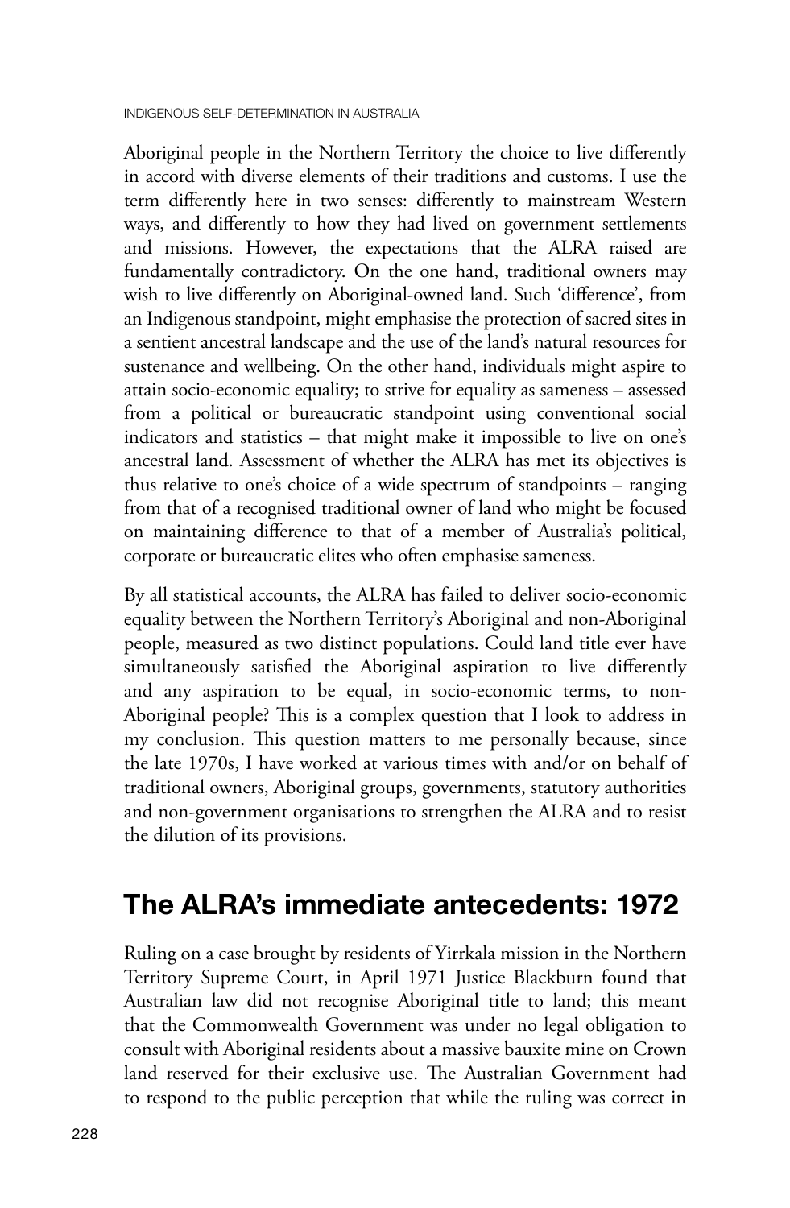Aboriginal people in the Northern Territory the choice to live differently in accord with diverse elements of their traditions and customs. I use the term differently here in two senses: differently to mainstream Western ways, and differently to how they had lived on government settlements and missions. However, the expectations that the ALRA raised are fundamentally contradictory. On the one hand, traditional owners may wish to live differently on Aboriginal-owned land. Such 'difference', from an Indigenous standpoint, might emphasise the protection of sacred sites in a sentient ancestral landscape and the use of the land's natural resources for sustenance and wellbeing. On the other hand, individuals might aspire to attain socio-economic equality; to strive for equality as sameness – assessed from a political or bureaucratic standpoint using conventional social indicators and statistics – that might make it impossible to live on one's ancestral land. Assessment of whether the ALRA has met its objectives is thus relative to one's choice of a wide spectrum of standpoints – ranging from that of a recognised traditional owner of land who might be focused on maintaining difference to that of a member of Australia's political, corporate or bureaucratic elites who often emphasise sameness.

By all statistical accounts, the ALRA has failed to deliver socio-economic equality between the Northern Territory's Aboriginal and non-Aboriginal people, measured as two distinct populations. Could land title ever have simultaneously satisfied the Aboriginal aspiration to live differently and any aspiration to be equal, in socio-economic terms, to non-Aboriginal people? This is a complex question that I look to address in my conclusion. This question matters to me personally because, since the late 1970s, I have worked at various times with and/or on behalf of traditional owners, Aboriginal groups, governments, statutory authorities and non-government organisations to strengthen the ALRA and to resist the dilution of its provisions.

## The ALRA's immediate antecedents: 1972

Ruling on a case brought by residents of Yirrkala mission in the Northern Territory Supreme Court, in April 1971 Justice Blackburn found that Australian law did not recognise Aboriginal title to land; this meant that the Commonwealth Government was under no legal obligation to consult with Aboriginal residents about a massive bauxite mine on Crown land reserved for their exclusive use. The Australian Government had to respond to the public perception that while the ruling was correct in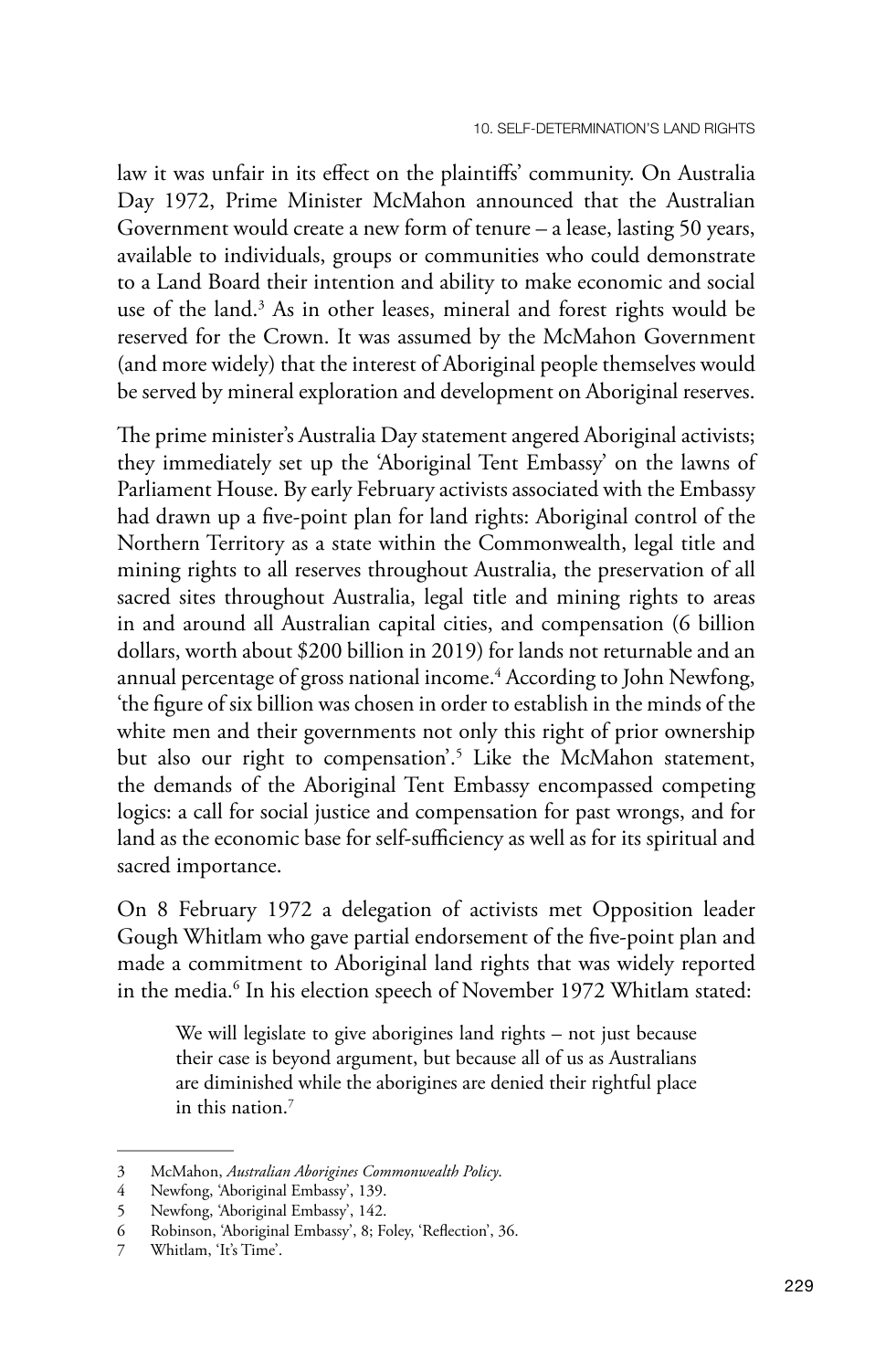law it was unfair in its effect on the plaintiffs' community. On Australia Day 1972, Prime Minister McMahon announced that the Australian Government would create a new form of tenure – a lease, lasting 50 years, available to individuals, groups or communities who could demonstrate to a Land Board their intention and ability to make economic and social use of the land.[3] As in other leases, mineral and forest rights would be reserved for the Crown. It was assumed by the McMahon Government (and more widely) that the interest of Aboriginal people themselves would be served by mineral exploration and development on Aboriginal reserves.

The prime minister's Australia Day statement angered Aboriginal activists; they immediately set up the 'Aboriginal Tent Embassy' on the lawns of Parliament House. By early February activists associated with the Embassy had drawn up a five-point plan for land rights: Aboriginal control of the Northern Territory as a state within the Commonwealth, legal title and mining rights to all reserves throughout Australia, the preservation of all sacred sites throughout Australia, legal title and mining rights to areas in and around all Australian capital cities, and compensation (6 billion dollars, worth about $200 billion in 2019) for lands not returnable and an annual percentage of gross national income.[4] According to John Newfong, 'the figure of six billion was chosen in order to establish in the minds of the white men and their governments not only this right of prior ownership but also our right to compensation'.[5] Like the McMahon statement, the demands of the Aboriginal Tent Embassy encompassed competing logics: a call for social justice and compensation for past wrongs, and for land as the economic base for self-sufficiency as well as for its spiritual and sacred importance.

On 8 February 1972 a delegation of activists met Opposition leader Gough Whitlam who gave partial endorsement of the five-point plan and made a commitment to Aboriginal land rights that was widely reported in the media.[6] In his election speech of November 1972 Whitlam stated:

> We will legislate to give aborigines land rights – not just because their case is beyond argument, but because all of us as Australians are diminished while the aborigines are denied their rightful place in this nation.[7]

---

3 McMahon, *Australian Aborigines Commonwealth Policy*.

4 Newfong, 'Aboriginal Embassy', 139.

5 Newfong, 'Aboriginal Embassy', 142.

6 Robinson, 'Aboriginal Embassy', 8; Foley, 'Reflection', 36.

7 Whitlam, 'It's Time'.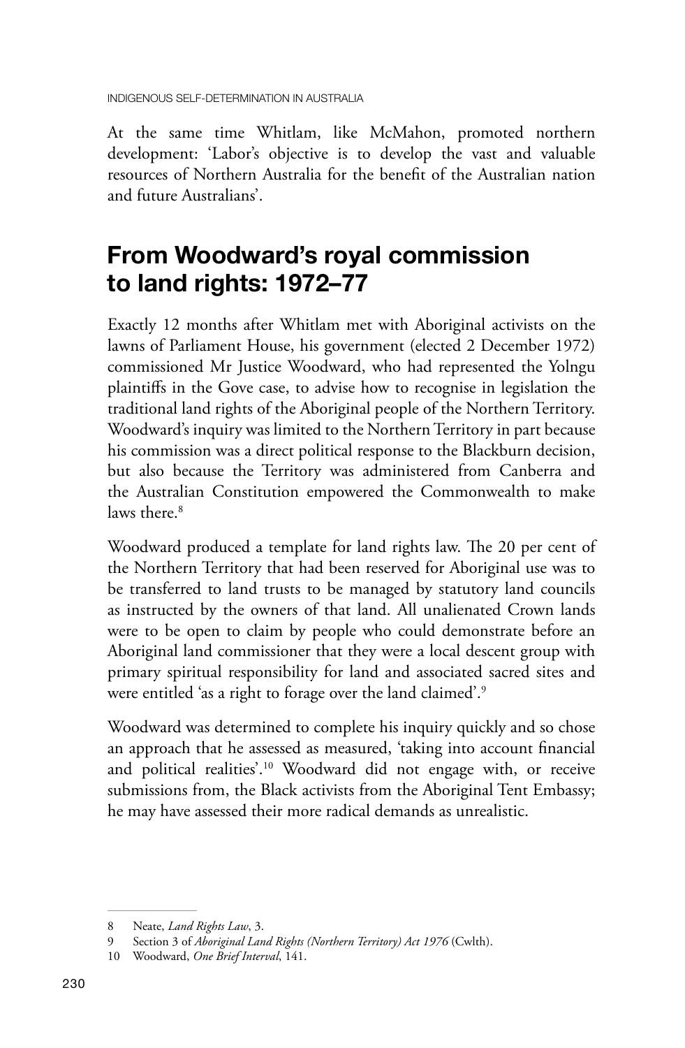At the same time Whitlam, like McMahon, promoted northern development: 'Labor's objective is to develop the vast and valuable resources of Northern Australia for the benefit of the Australian nation and future Australians'.

## From Woodward's royal commission to land rights: 1972–77

Exactly 12 months after Whitlam met with Aboriginal activists on the lawns of Parliament House, his government (elected 2 December 1972) commissioned Mr Justice Woodward, who had represented the Yolngu plaintiffs in the Gove case, to advise how to recognise in legislation the traditional land rights of the Aboriginal people of the Northern Territory. Woodward's inquiry was limited to the Northern Territory in part because his commission was a direct political response to the Blackburn decision, but also because the Territory was administered from Canberra and the Australian Constitution empowered the Commonwealth to make laws there.[8]

Woodward produced a template for land rights law. The 20 per cent of the Northern Territory that had been reserved for Aboriginal use was to be transferred to land trusts to be managed by statutory land councils as instructed by the owners of that land. All unalienated Crown lands were to be open to claim by people who could demonstrate before an Aboriginal land commissioner that they were a local descent group with primary spiritual responsibility for land and associated sacred sites and were entitled 'as a right to forage over the land claimed'.[9]

Woodward was determined to complete his inquiry quickly and so chose an approach that he assessed as measured, 'taking into account financial and political realities'.[10] Woodward did not engage with, or receive submissions from, the Black activists from the Aboriginal Tent Embassy; he may have assessed their more radical demands as unrealistic.

---

8 Neate, *Land Rights Law*, 3.

9 Section 3 of *Aboriginal Land Rights (Northern Territory) Act 1976* (Cwlth).

10 Woodward, *One Brief Interval*, 141.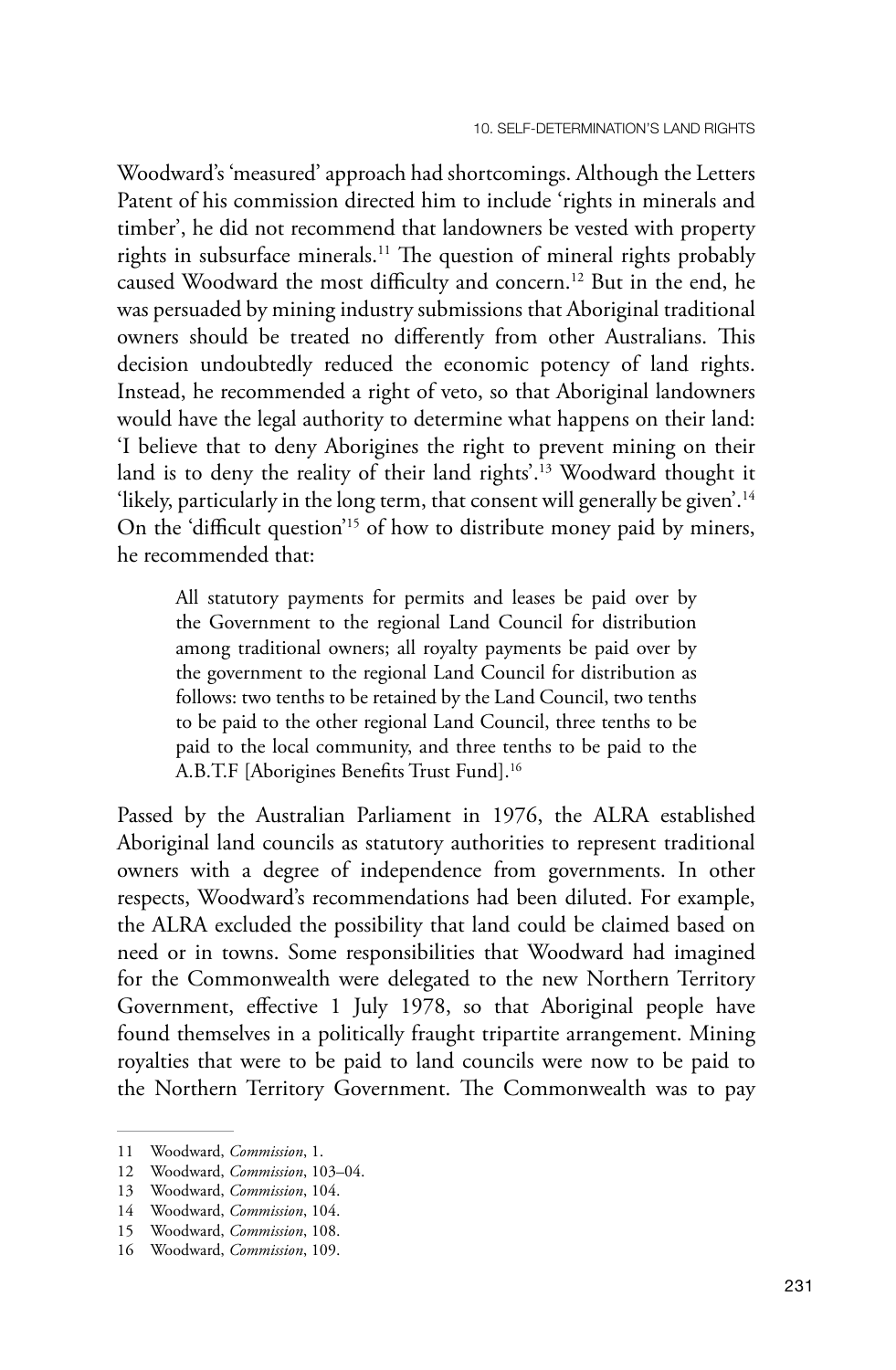Woodward's 'measured' approach had shortcomings. Although the Letters Patent of his commission directed him to include 'rights in minerals and timber', he did not recommend that landowners be vested with property rights in subsurface minerals.[11] The question of mineral rights probably caused Woodward the most difficulty and concern.[12] But in the end, he was persuaded by mining industry submissions that Aboriginal traditional owners should be treated no differently from other Australians. This decision undoubtedly reduced the economic potency of land rights. Instead, he recommended a right of veto, so that Aboriginal landowners would have the legal authority to determine what happens on their land: 'I believe that to deny Aborigines the right to prevent mining on their land is to deny the reality of their land rights'.[13] Woodward thought it 'likely, particularly in the long term, that consent will generally be given'.[14] On the 'difficult question'[15] of how to distribute money paid by miners, he recommended that:

> All statutory payments for permits and leases be paid over by the Government to the regional Land Council for distribution among traditional owners; all royalty payments be paid over by the government to the regional Land Council for distribution as follows: two tenths to be retained by the Land Council, two tenths to be paid to the other regional Land Council, three tenths to be paid to the local community, and three tenths to be paid to the A.B.T.F [Aborigines Benefits Trust Fund].[16]

Passed by the Australian Parliament in 1976, the ALRA established Aboriginal land councils as statutory authorities to represent traditional owners with a degree of independence from governments. In other respects, Woodward's recommendations had been diluted. For example, the ALRA excluded the possibility that land could be claimed based on need or in towns. Some responsibilities that Woodward had imagined for the Commonwealth were delegated to the new Northern Territory Government, effective 1 July 1978, so that Aboriginal people have found themselves in a politically fraught tripartite arrangement. Mining royalties that were to be paid to land councils were now to be paid to the Northern Territory Government. The Commonwealth was to pay

---

11 Woodward, *Commission*, 1.

12 Woodward, *Commission*, 103–04.

13 Woodward, *Commission*, 104.

14 Woodward, *Commission*, 104.

15 Woodward, *Commission*, 108.

16 Woodward, *Commission*, 109.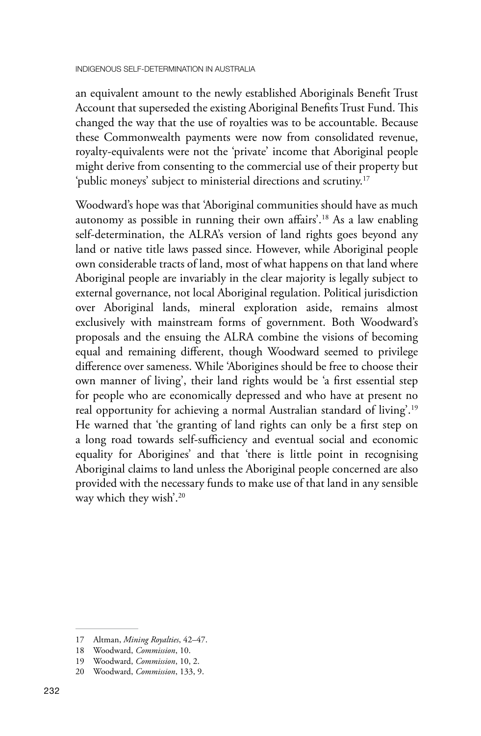an equivalent amount to the newly established Aboriginals Benefit Trust Account that superseded the existing Aboriginal Benefits Trust Fund. This changed the way that the use of royalties was to be accountable. Because these Commonwealth payments were now from consolidated revenue, royalty-equivalents were not the 'private' income that Aboriginal people might derive from consenting to the commercial use of their property but 'public moneys' subject to ministerial directions and scrutiny.[17]

Woodward's hope was that 'Aboriginal communities should have as much autonomy as possible in running their own affairs'.[18] As a law enabling self-determination, the ALRA's version of land rights goes beyond any land or native title laws passed since. However, while Aboriginal people own considerable tracts of land, most of what happens on that land where Aboriginal people are invariably in the clear majority is legally subject to external governance, not local Aboriginal regulation. Political jurisdiction over Aboriginal lands, mineral exploration aside, remains almost exclusively with mainstream forms of government. Both Woodward's proposals and the ensuing the ALRA combine the visions of becoming equal and remaining different, though Woodward seemed to privilege difference over sameness. While 'Aborigines should be free to choose their own manner of living', their land rights would be 'a first essential step for people who are economically depressed and who have at present no real opportunity for achieving a normal Australian standard of living'.[19] He warned that 'the granting of land rights can only be a first step on a long road towards self-sufficiency and eventual social and economic equality for Aborigines' and that 'there is little point in recognising Aboriginal claims to land unless the Aboriginal people concerned are also provided with the necessary funds to make use of that land in any sensible way which they wish'.[20]

---

17 Altman, *Mining Royalties*, 42–47.

18 Woodward, *Commission*, 10.

19 Woodward, *Commission*, 10, 2.

20 Woodward, *Commission*, 133, 9.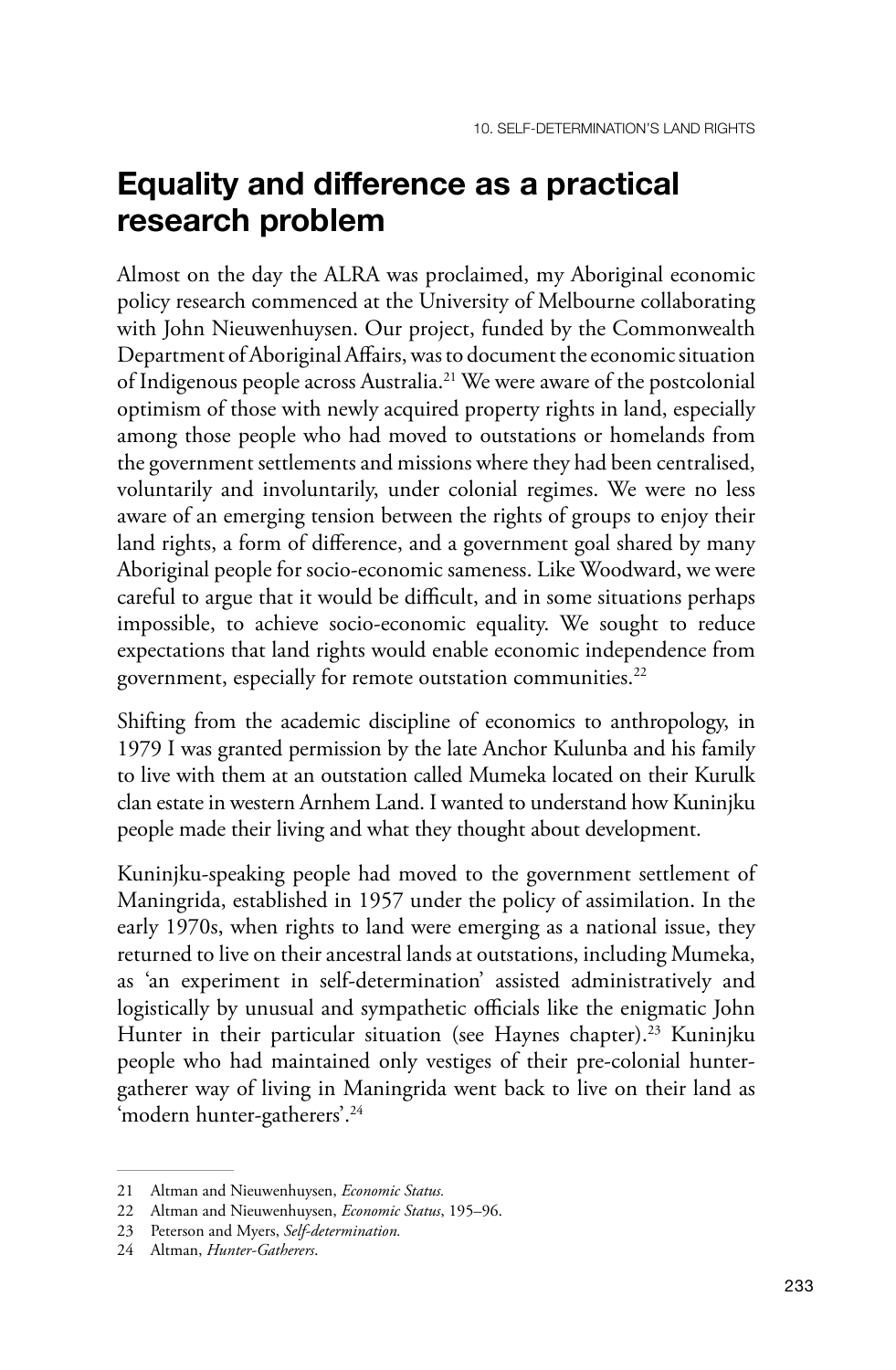## Equality and difference as a practical research problem

Almost on the day the ALRA was proclaimed, my Aboriginal economic policy research commenced at the University of Melbourne collaborating with John Nieuwenhuysen. Our project, funded by the Commonwealth Department of Aboriginal Affairs, was to document the economic situation of Indigenous people across Australia.[21] We were aware of the postcolonial optimism of those with newly acquired property rights in land, especially among those people who had moved to outstations or homelands from the government settlements and missions where they had been centralised, voluntarily and involuntarily, under colonial regimes. We were no less aware of an emerging tension between the rights of groups to enjoy their land rights, a form of difference, and a government goal shared by many Aboriginal people for socio-economic sameness. Like Woodward, we were careful to argue that it would be difficult, and in some situations perhaps impossible, to achieve socio-economic equality. We sought to reduce expectations that land rights would enable economic independence from government, especially for remote outstation communities.[22]

Shifting from the academic discipline of economics to anthropology, in 1979 I was granted permission by the late Anchor Kulunba and his family to live with them at an outstation called Mumeka located on their Kurulk clan estate in western Arnhem Land. I wanted to understand how Kuninjku people made their living and what they thought about development.

Kuninjku-speaking people had moved to the government settlement of Maningrida, established in 1957 under the policy of assimilation. In the early 1970s, when rights to land were emerging as a national issue, they returned to live on their ancestral lands at outstations, including Mumeka, as 'an experiment in self-determination' assisted administratively and logistically by unusual and sympathetic officials like the enigmatic John Hunter in their particular situation (see Haynes chapter).[23] Kuninjku people who had maintained only vestiges of their pre-colonial hunter-gatherer way of living in Maningrida went back to live on their land as 'modern hunter-gatherers'.[24]

---

21 Altman and Nieuwenhuysen, *Economic Status.*

22 Altman and Nieuwenhuysen, *Economic Status*, 195–96.

23 Peterson and Myers, *Self-determination.*

24 Altman, *Hunter-Gatherers*.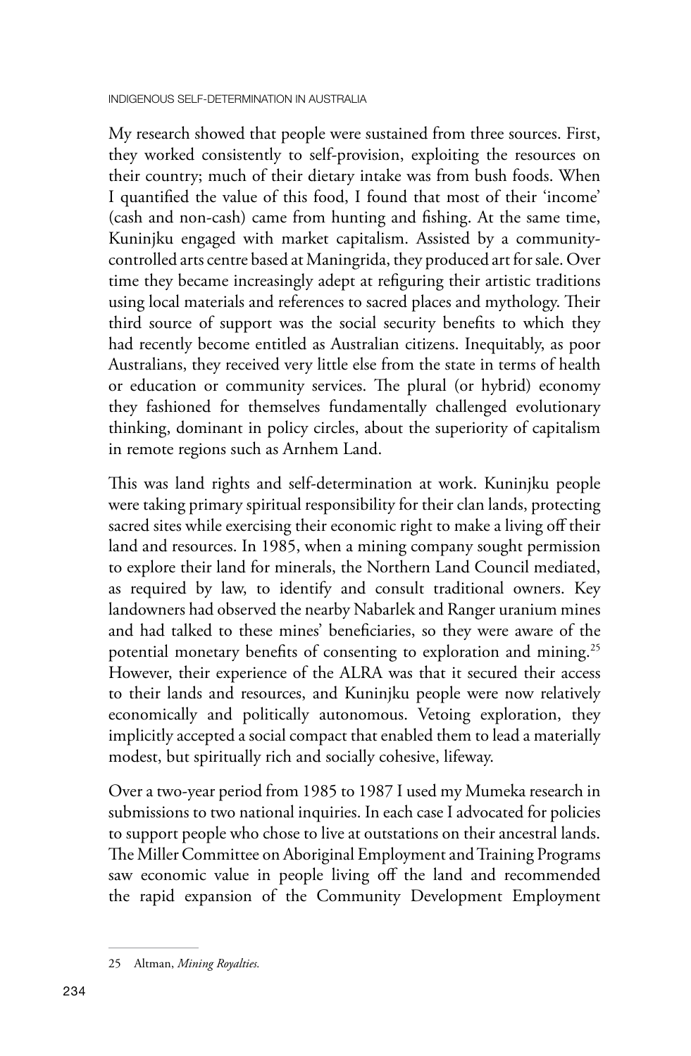My research showed that people were sustained from three sources. First, they worked consistently to self-provision, exploiting the resources on their country; much of their dietary intake was from bush foods. When I quantified the value of this food, I found that most of their 'income' (cash and non-cash) came from hunting and fishing. At the same time, Kuninjku engaged with market capitalism. Assisted by a community-controlled arts centre based at Maningrida, they produced art for sale. Over time they became increasingly adept at refiguring their artistic traditions using local materials and references to sacred places and mythology. Their third source of support was the social security benefits to which they had recently become entitled as Australian citizens. Inequitably, as poor Australians, they received very little else from the state in terms of health or education or community services. The plural (or hybrid) economy they fashioned for themselves fundamentally challenged evolutionary thinking, dominant in policy circles, about the superiority of capitalism in remote regions such as Arnhem Land.

This was land rights and self-determination at work. Kuninjku people were taking primary spiritual responsibility for their clan lands, protecting sacred sites while exercising their economic right to make a living off their land and resources. In 1985, when a mining company sought permission to explore their land for minerals, the Northern Land Council mediated, as required by law, to identify and consult traditional owners. Key landowners had observed the nearby Nabarlek and Ranger uranium mines and had talked to these mines' beneficiaries, so they were aware of the potential monetary benefits of consenting to exploration and mining.[25] However, their experience of the ALRA was that it secured their access to their lands and resources, and Kuninjku people were now relatively economically and politically autonomous. Vetoing exploration, they implicitly accepted a social compact that enabled them to lead a materially modest, but spiritually rich and socially cohesive, lifeway.

Over a two-year period from 1985 to 1987 I used my Mumeka research in submissions to two national inquiries. In each case I advocated for policies to support people who chose to live at outstations on their ancestral lands. The Miller Committee on Aboriginal Employment and Training Programs saw economic value in people living off the land and recommended the rapid expansion of the Community Development Employment

25 Altman, *Mining Royalties.*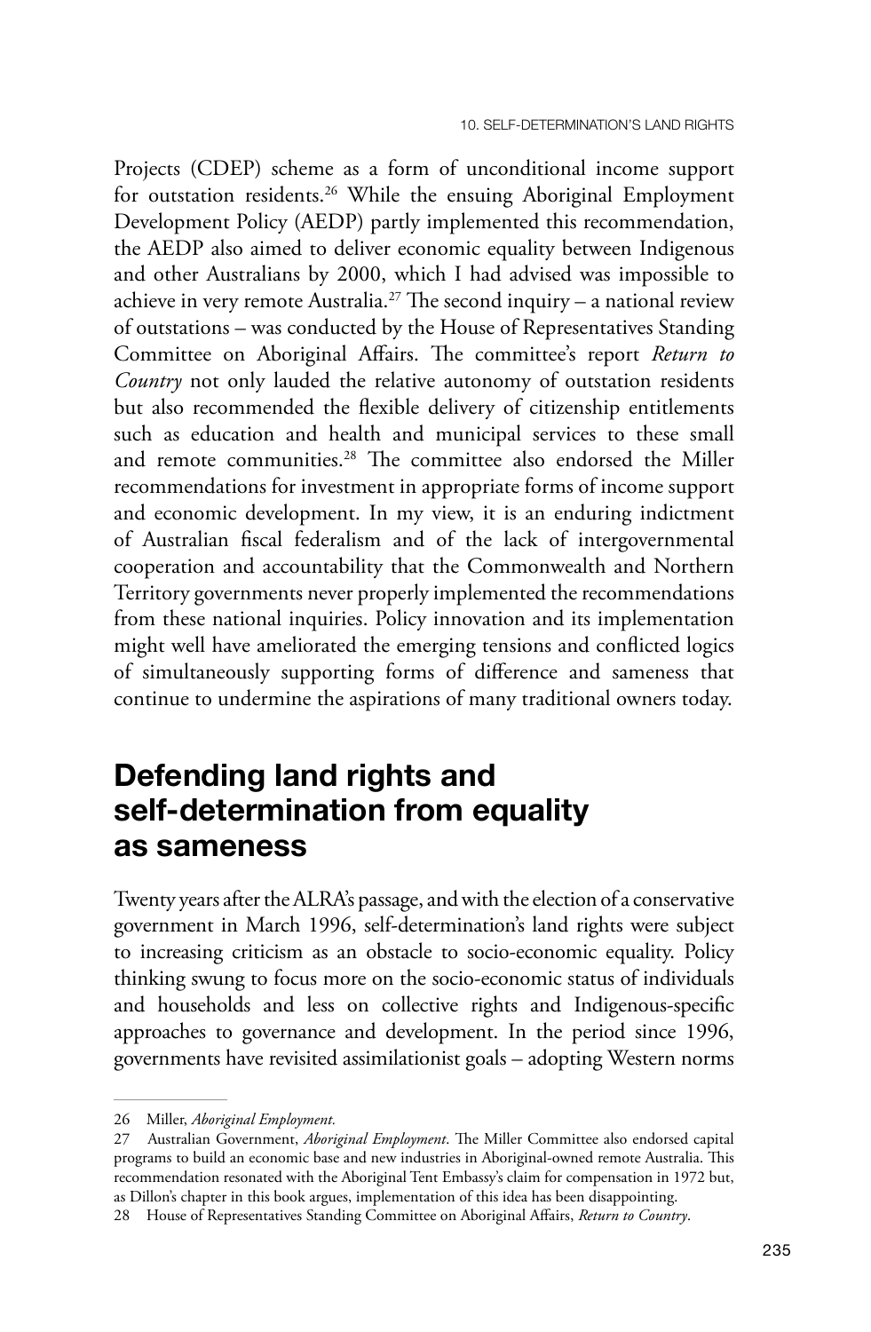Projects (CDEP) scheme as a form of unconditional income support for outstation residents.[26] While the ensuing Aboriginal Employment Development Policy (AEDP) partly implemented this recommendation, the AEDP also aimed to deliver economic equality between Indigenous and other Australians by 2000, which I had advised was impossible to achieve in very remote Australia.[27] The second inquiry – a national review of outstations – was conducted by the House of Representatives Standing Committee on Aboriginal Affairs. The committee's report *Return to Country* not only lauded the relative autonomy of outstation residents but also recommended the flexible delivery of citizenship entitlements such as education and health and municipal services to these small and remote communities.[28] The committee also endorsed the Miller recommendations for investment in appropriate forms of income support and economic development. In my view, it is an enduring indictment of Australian fiscal federalism and of the lack of intergovernmental cooperation and accountability that the Commonwealth and Northern Territory governments never properly implemented the recommendations from these national inquiries. Policy innovation and its implementation might well have ameliorated the emerging tensions and conflicted logics of simultaneously supporting forms of difference and sameness that continue to undermine the aspirations of many traditional owners today.

## Defending land rights and self-determination from equality as sameness

Twenty years after the ALRA's passage, and with the election of a conservative government in March 1996, self-determination's land rights were subject to increasing criticism as an obstacle to socio-economic equality. Policy thinking swung to focus more on the socio-economic status of individuals and households and less on collective rights and Indigenous-specific approaches to governance and development. In the period since 1996, governments have revisited assimilationist goals – adopting Western norms

26 Miller, *Aboriginal Employment.*

27 Australian Government, *Aboriginal Employment*. The Miller Committee also endorsed capital programs to build an economic base and new industries in Aboriginal-owned remote Australia. This recommendation resonated with the Aboriginal Tent Embassy's claim for compensation in 1972 but, as Dillon's chapter in this book argues, implementation of this idea has been disappointing.

28 House of Representatives Standing Committee on Aboriginal Affairs, *Return to Country*.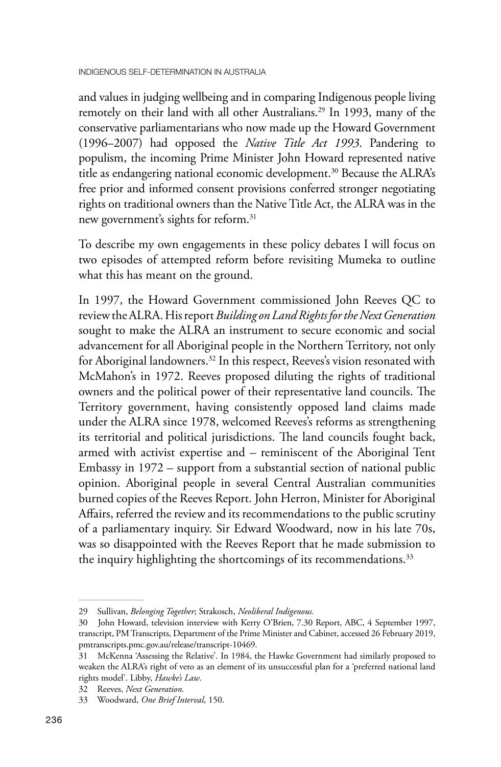and values in judging wellbeing and in comparing Indigenous people living remotely on their land with all other Australians.[29] In 1993, many of the conservative parliamentarians who now made up the Howard Government (1996–2007) had opposed the *Native Title Act 1993*. Pandering to populism, the incoming Prime Minister John Howard represented native title as endangering national economic development.[30] Because the ALRA's free prior and informed consent provisions conferred stronger negotiating rights on traditional owners than the Native Title Act, the ALRA was in the new government's sights for reform.[31]

To describe my own engagements in these policy debates I will focus on two episodes of attempted reform before revisiting Mumeka to outline what this has meant on the ground.

In 1997, the Howard Government commissioned John Reeves QC to review the ALRA. His report *Building on Land Rights for the Next Generation* sought to make the ALRA an instrument to secure economic and social advancement for all Aboriginal people in the Northern Territory, not only for Aboriginal landowners.[32] In this respect, Reeves's vision resonated with McMahon's in 1972. Reeves proposed diluting the rights of traditional owners and the political power of their representative land councils. The Territory government, having consistently opposed land claims made under the ALRA since 1978, welcomed Reeves's reforms as strengthening its territorial and political jurisdictions. The land councils fought back, armed with activist expertise and – reminiscent of the Aboriginal Tent Embassy in 1972 – support from a substantial section of national public opinion. Aboriginal people in several Central Australian communities burned copies of the Reeves Report. John Herron, Minister for Aboriginal Affairs, referred the review and its recommendations to the public scrutiny of a parliamentary inquiry. Sir Edward Woodward, now in his late 70s, was so disappointed with the Reeves Report that he made submission to the inquiry highlighting the shortcomings of its recommendations.[33]

---

29 Sullivan, *Belonging Together*; Strakosch, *Neoliberal Indigenous*.

30 John Howard, television interview with Kerry O'Brien, 7.30 Report, ABC, 4 September 1997, transcript, PM Transcripts, Department of the Prime Minister and Cabinet, accessed 26 February 2019, pmtranscripts.pmc.gov.au/release/transcript-10469.

31 McKenna 'Assessing the Relative'. In 1984, the Hawke Government had similarly proposed to weaken the ALRA's right of veto as an element of its unsuccessful plan for a 'preferred national land rights model'. Libby, *Hawke's Law*.

32 Reeves, *Next Generation*.

33 Woodward, *One Brief Interval*, 150.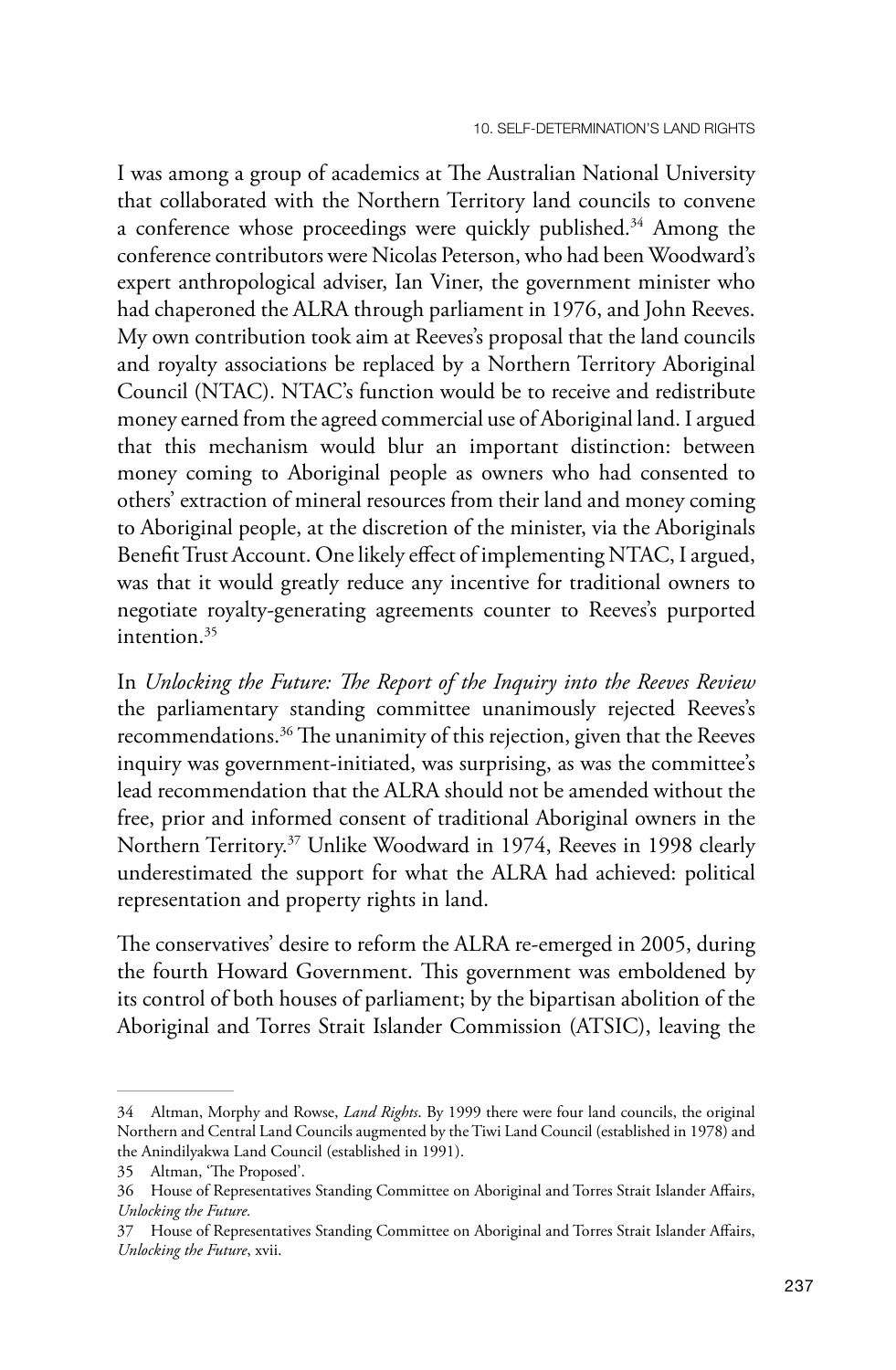I was among a group of academics at The Australian National University that collaborated with the Northern Territory land councils to convene a conference whose proceedings were quickly published.[34] Among the conference contributors were Nicolas Peterson, who had been Woodward's expert anthropological adviser, Ian Viner, the government minister who had chaperoned the ALRA through parliament in 1976, and John Reeves. My own contribution took aim at Reeves's proposal that the land councils and royalty associations be replaced by a Northern Territory Aboriginal Council (NTAC). NTAC's function would be to receive and redistribute money earned from the agreed commercial use of Aboriginal land. I argued that this mechanism would blur an important distinction: between money coming to Aboriginal people as owners who had consented to others' extraction of mineral resources from their land and money coming to Aboriginal people, at the discretion of the minister, via the Aboriginals Benefit Trust Account. One likely effect of implementing NTAC, I argued, was that it would greatly reduce any incentive for traditional owners to negotiate royalty-generating agreements counter to Reeves's purported intention.[35]

In *Unlocking the Future: The Report of the Inquiry into the Reeves Review* the parliamentary standing committee unanimously rejected Reeves's recommendations.[36] The unanimity of this rejection, given that the Reeves inquiry was government-initiated, was surprising, as was the committee's lead recommendation that the ALRA should not be amended without the free, prior and informed consent of traditional Aboriginal owners in the Northern Territory.[37] Unlike Woodward in 1974, Reeves in 1998 clearly underestimated the support for what the ALRA had achieved: political representation and property rights in land.

The conservatives' desire to reform the ALRA re-emerged in 2005, during the fourth Howard Government. This government was emboldened by its control of both houses of parliament; by the bipartisan abolition of the Aboriginal and Torres Strait Islander Commission (ATSIC), leaving the

---

34 Altman, Morphy and Rowse, *Land Rights*. By 1999 there were four land councils, the original Northern and Central Land Councils augmented by the Tiwi Land Council (established in 1978) and the Anindilyakwa Land Council (established in 1991).

35 Altman, 'The Proposed'.

36 House of Representatives Standing Committee on Aboriginal and Torres Strait Islander Affairs, *Unlocking the Future.*

37 House of Representatives Standing Committee on Aboriginal and Torres Strait Islander Affairs, *Unlocking the Future*, xvii.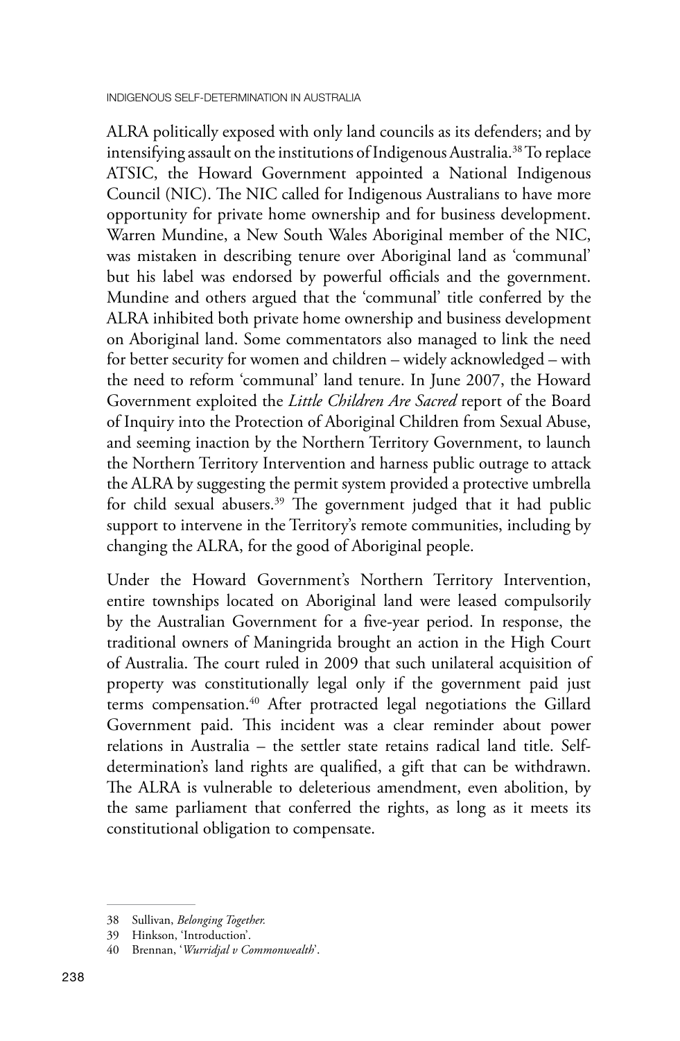ALRA politically exposed with only land councils as its defenders; and by intensifying assault on the institutions of Indigenous Australia.[38] To replace ATSIC, the Howard Government appointed a National Indigenous Council (NIC). The NIC called for Indigenous Australians to have more opportunity for private home ownership and for business development. Warren Mundine, a New South Wales Aboriginal member of the NIC, was mistaken in describing tenure over Aboriginal land as 'communal' but his label was endorsed by powerful officials and the government. Mundine and others argued that the 'communal' title conferred by the ALRA inhibited both private home ownership and business development on Aboriginal land. Some commentators also managed to link the need for better security for women and children – widely acknowledged – with the need to reform 'communal' land tenure. In June 2007, the Howard Government exploited the *Little Children Are Sacred* report of the Board of Inquiry into the Protection of Aboriginal Children from Sexual Abuse, and seeming inaction by the Northern Territory Government, to launch the Northern Territory Intervention and harness public outrage to attack the ALRA by suggesting the permit system provided a protective umbrella for child sexual abusers.[39] The government judged that it had public support to intervene in the Territory's remote communities, including by changing the ALRA, for the good of Aboriginal people.

Under the Howard Government's Northern Territory Intervention, entire townships located on Aboriginal land were leased compulsorily by the Australian Government for a five-year period. In response, the traditional owners of Maningrida brought an action in the High Court of Australia. The court ruled in 2009 that such unilateral acquisition of property was constitutionally legal only if the government paid just terms compensation.[40] After protracted legal negotiations the Gillard Government paid. This incident was a clear reminder about power relations in Australia – the settler state retains radical land title. Self-determination's land rights are qualified, a gift that can be withdrawn. The ALRA is vulnerable to deleterious amendment, even abolition, by the same parliament that conferred the rights, as long as it meets its constitutional obligation to compensate.

---

38 Sullivan, *Belonging Together*.

39 Hinkson, 'Introduction'.

40 Brennan, '*Wurridjal v Commonwealth*'.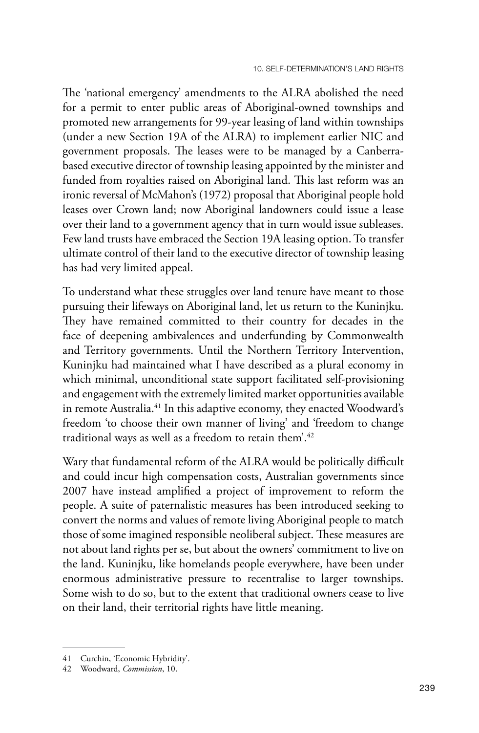The 'national emergency' amendments to the ALRA abolished the need for a permit to enter public areas of Aboriginal-owned townships and promoted new arrangements for 99-year leasing of land within townships (under a new Section 19A of the ALRA) to implement earlier NIC and government proposals. The leases were to be managed by a Canberra-based executive director of township leasing appointed by the minister and funded from royalties raised on Aboriginal land. This last reform was an ironic reversal of McMahon's (1972) proposal that Aboriginal people hold leases over Crown land; now Aboriginal landowners could issue a lease over their land to a government agency that in turn would issue subleases. Few land trusts have embraced the Section 19A leasing option. To transfer ultimate control of their land to the executive director of township leasing has had very limited appeal.

To understand what these struggles over land tenure have meant to those pursuing their lifeways on Aboriginal land, let us return to the Kuninjku. They have remained committed to their country for decades in the face of deepening ambivalences and underfunding by Commonwealth and Territory governments. Until the Northern Territory Intervention, Kuninjku had maintained what I have described as a plural economy in which minimal, unconditional state support facilitated self-provisioning and engagement with the extremely limited market opportunities available in remote Australia.[41] In this adaptive economy, they enacted Woodward's freedom 'to choose their own manner of living' and 'freedom to change traditional ways as well as a freedom to retain them'.[42]

Wary that fundamental reform of the ALRA would be politically difficult and could incur high compensation costs, Australian governments since 2007 have instead amplified a project of improvement to reform the people. A suite of paternalistic measures has been introduced seeking to convert the norms and values of remote living Aboriginal people to match those of some imagined responsible neoliberal subject. These measures are not about land rights per se, but about the owners' commitment to live on the land. Kuninjku, like homelands people everywhere, have been under enormous administrative pressure to recentralise to larger townships. Some wish to do so, but to the extent that traditional owners cease to live on their land, their territorial rights have little meaning.

---

41 Curchin, 'Economic Hybridity'.

42 Woodward, *Commission*, 10.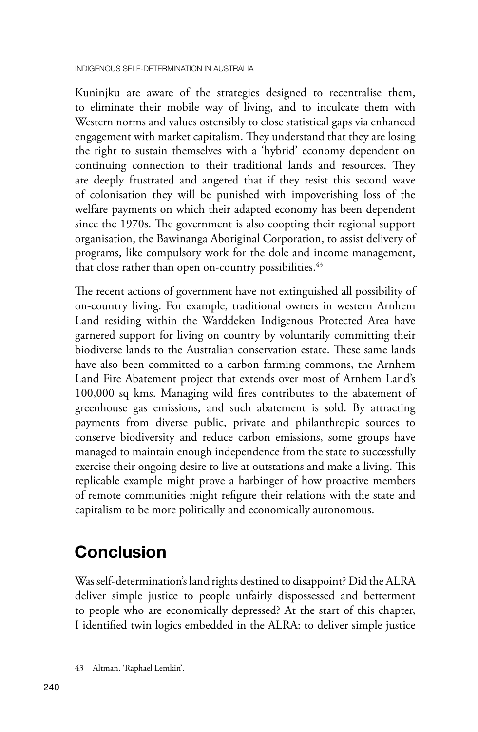Kuninjku are aware of the strategies designed to recentralise them, to eliminate their mobile way of living, and to inculcate them with Western norms and values ostensibly to close statistical gaps via enhanced engagement with market capitalism. They understand that they are losing the right to sustain themselves with a 'hybrid' economy dependent on continuing connection to their traditional lands and resources. They are deeply frustrated and angered that if they resist this second wave of colonisation they will be punished with impoverishing loss of the welfare payments on which their adapted economy has been dependent since the 1970s. The government is also coopting their regional support organisation, the Bawinanga Aboriginal Corporation, to assist delivery of programs, like compulsory work for the dole and income management, that close rather than open on-country possibilities.[43]

The recent actions of government have not extinguished all possibility of on-country living. For example, traditional owners in western Arnhem Land residing within the Warddeken Indigenous Protected Area have garnered support for living on country by voluntarily committing their biodiverse lands to the Australian conservation estate. These same lands have also been committed to a carbon farming commons, the Arnhem Land Fire Abatement project that extends over most of Arnhem Land's 100,000 sq kms. Managing wild fires contributes to the abatement of greenhouse gas emissions, and such abatement is sold. By attracting payments from diverse public, private and philanthropic sources to conserve biodiversity and reduce carbon emissions, some groups have managed to maintain enough independence from the state to successfully exercise their ongoing desire to live at outstations and make a living. This replicable example might prove a harbinger of how proactive members of remote communities might refigure their relations with the state and capitalism to be more politically and economically autonomous.

## Conclusion

Was self-determination's land rights destined to disappoint? Did the ALRA deliver simple justice to people unfairly dispossessed and betterment to people who are economically depressed? At the start of this chapter, I identified twin logics embedded in the ALRA: to deliver simple justice

---

43 Altman, 'Raphael Lemkin'.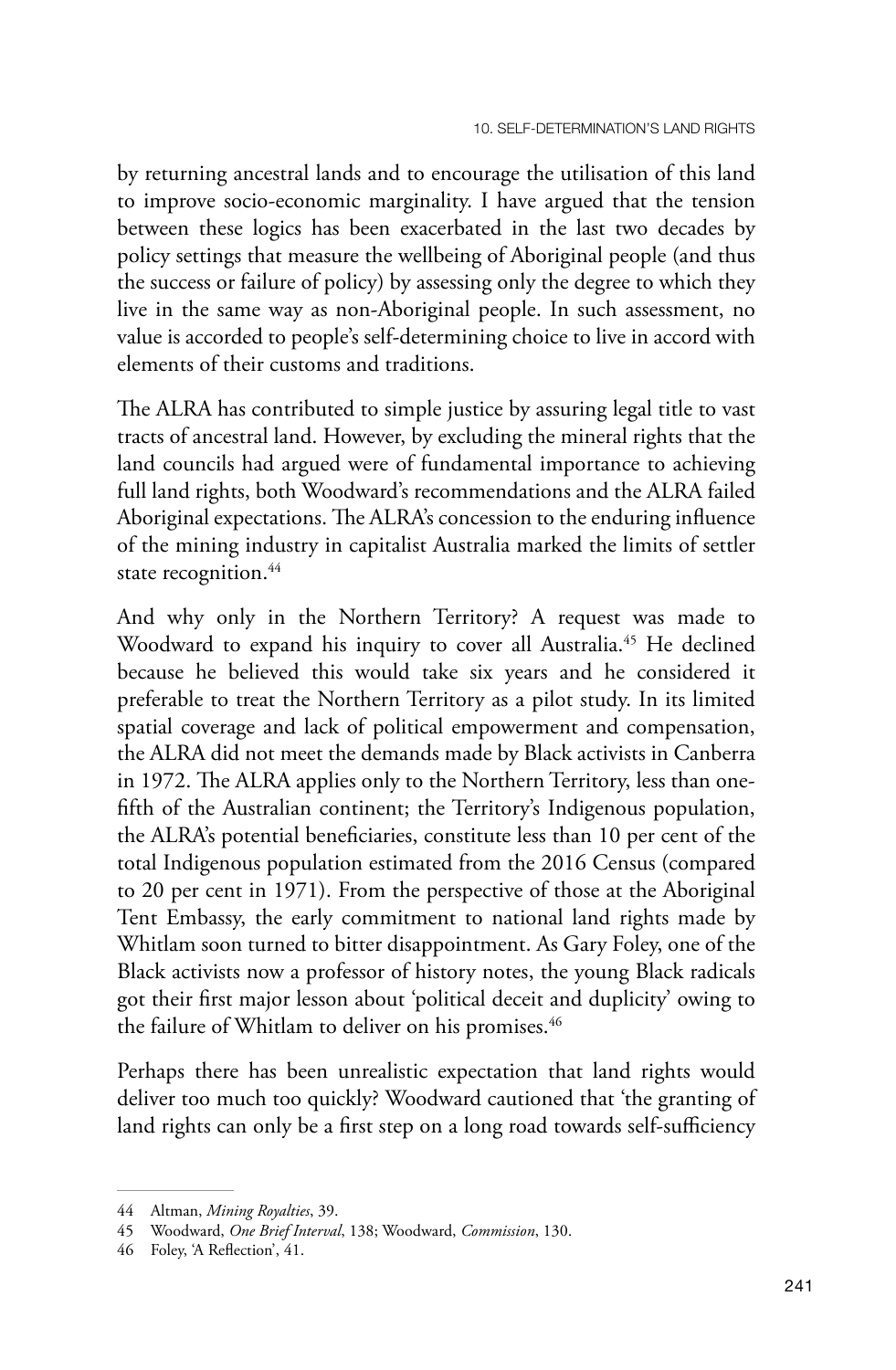by returning ancestral lands and to encourage the utilisation of this land to improve socio-economic marginality. I have argued that the tension between these logics has been exacerbated in the last two decades by policy settings that measure the wellbeing of Aboriginal people (and thus the success or failure of policy) by assessing only the degree to which they live in the same way as non-Aboriginal people. In such assessment, no value is accorded to people's self-determining choice to live in accord with elements of their customs and traditions.

The ALRA has contributed to simple justice by assuring legal title to vast tracts of ancestral land. However, by excluding the mineral rights that the land councils had argued were of fundamental importance to achieving full land rights, both Woodward's recommendations and the ALRA failed Aboriginal expectations. The ALRA's concession to the enduring influence of the mining industry in capitalist Australia marked the limits of settler state recognition.[44]

And why only in the Northern Territory? A request was made to Woodward to expand his inquiry to cover all Australia.[45] He declined because he believed this would take six years and he considered it preferable to treat the Northern Territory as a pilot study. In its limited spatial coverage and lack of political empowerment and compensation, the ALRA did not meet the demands made by Black activists in Canberra in 1972. The ALRA applies only to the Northern Territory, less than one-fifth of the Australian continent; the Territory's Indigenous population, the ALRA's potential beneficiaries, constitute less than 10 per cent of the total Indigenous population estimated from the 2016 Census (compared to 20 per cent in 1971). From the perspective of those at the Aboriginal Tent Embassy, the early commitment to national land rights made by Whitlam soon turned to bitter disappointment. As Gary Foley, one of the Black activists now a professor of history notes, the young Black radicals got their first major lesson about 'political deceit and duplicity' owing to the failure of Whitlam to deliver on his promises.[46]

Perhaps there has been unrealistic expectation that land rights would deliver too much too quickly? Woodward cautioned that 'the granting of land rights can only be a first step on a long road towards self-sufficiency

---

44 Altman, *Mining Royalties*, 39.

45 Woodward, *One Brief Interval*, 138; Woodward, *Commission*, 130.

46 Foley, 'A Reflection', 41.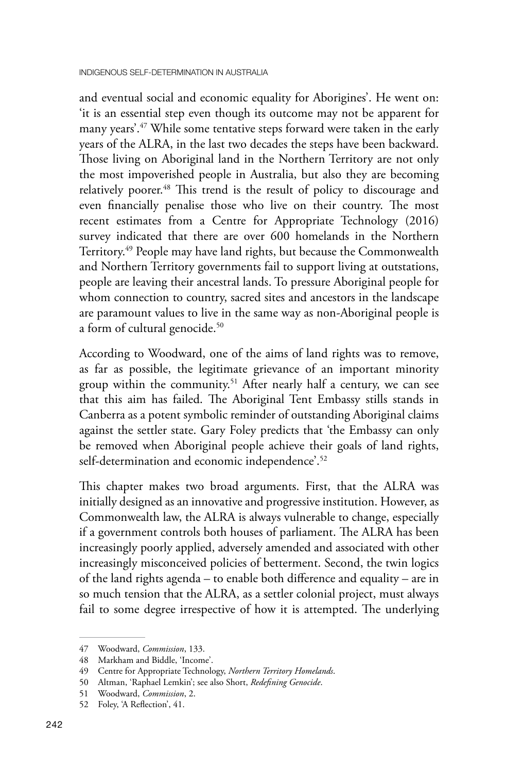and eventual social and economic equality for Aborigines'. He went on: 'it is an essential step even though its outcome may not be apparent for many years'.[47] While some tentative steps forward were taken in the early years of the ALRA, in the last two decades the steps have been backward. Those living on Aboriginal land in the Northern Territory are not only the most impoverished people in Australia, but also they are becoming relatively poorer.[48] This trend is the result of policy to discourage and even financially penalise those who live on their country. The most recent estimates from a Centre for Appropriate Technology (2016) survey indicated that there are over 600 homelands in the Northern Territory.[49] People may have land rights, but because the Commonwealth and Northern Territory governments fail to support living at outstations, people are leaving their ancestral lands. To pressure Aboriginal people for whom connection to country, sacred sites and ancestors in the landscape are paramount values to live in the same way as non-Aboriginal people is a form of cultural genocide.[50]

According to Woodward, one of the aims of land rights was to remove, as far as possible, the legitimate grievance of an important minority group within the community.[51] After nearly half a century, we can see that this aim has failed. The Aboriginal Tent Embassy stills stands in Canberra as a potent symbolic reminder of outstanding Aboriginal claims against the settler state. Gary Foley predicts that 'the Embassy can only be removed when Aboriginal people achieve their goals of land rights, self-determination and economic independence'.[52]

This chapter makes two broad arguments. First, that the ALRA was initially designed as an innovative and progressive institution. However, as Commonwealth law, the ALRA is always vulnerable to change, especially if a government controls both houses of parliament. The ALRA has been increasingly poorly applied, adversely amended and associated with other increasingly misconceived policies of betterment. Second, the twin logics of the land rights agenda – to enable both difference and equality – are in so much tension that the ALRA, as a settler colonial project, must always fail to some degree irrespective of how it is attempted. The underlying

---

47 Woodward, *Commission*, 133.

48 Markham and Biddle, 'Income'.

49 Centre for Appropriate Technology, *Northern Territory Homelands*.

50 Altman, 'Raphael Lemkin'; see also Short, *Redefining Genocide*.

51 Woodward, *Commission*, 2.

52 Foley, 'A Reflection', 41.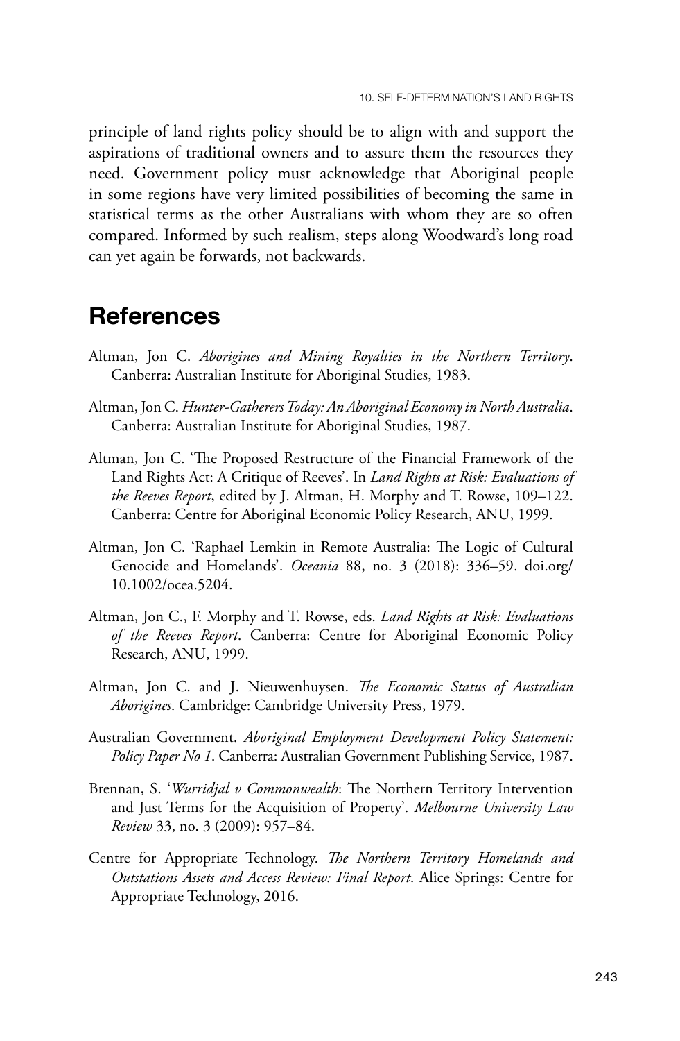principle of land rights policy should be to align with and support the aspirations of traditional owners and to assure them the resources they need. Government policy must acknowledge that Aboriginal people in some regions have very limited possibilities of becoming the same in statistical terms as the other Australians with whom they are so often compared. Informed by such realism, steps along Woodward's long road can yet again be forwards, not backwards.

## References

Altman, Jon C. *Aborigines and Mining Royalties in the Northern Territory*. Canberra: Australian Institute for Aboriginal Studies, 1983.

Altman, Jon C. *Hunter-Gatherers Today: An Aboriginal Economy in North Australia*. Canberra: Australian Institute for Aboriginal Studies, 1987.

Altman, Jon C. 'The Proposed Restructure of the Financial Framework of the Land Rights Act: A Critique of Reeves'. In *Land Rights at Risk: Evaluations of the Reeves Report*, edited by J. Altman, H. Morphy and T. Rowse, 109–122. Canberra: Centre for Aboriginal Economic Policy Research, ANU, 1999.

Altman, Jon C. 'Raphael Lemkin in Remote Australia: The Logic of Cultural Genocide and Homelands'. *Oceania* 88, no. 3 (2018): 336–59. doi.org/10.1002/ocea.5204.

Altman, Jon C., F. Morphy and T. Rowse, eds. *Land Rights at Risk: Evaluations of the Reeves Report*. Canberra: Centre for Aboriginal Economic Policy Research, ANU, 1999.

Altman, Jon C. and J. Nieuwenhuysen. *The Economic Status of Australian Aborigines*. Cambridge: Cambridge University Press, 1979.

Australian Government. *Aboriginal Employment Development Policy Statement: Policy Paper No 1*. Canberra: Australian Government Publishing Service, 1987.

Brennan, S. '*Wurridjal v Commonwealth*: The Northern Territory Intervention and Just Terms for the Acquisition of Property'. *Melbourne University Law Review* 33, no. 3 (2009): 957–84.

Centre for Appropriate Technology. *The Northern Territory Homelands and Outstations Assets and Access Review: Final Report*. Alice Springs: Centre for Appropriate Technology, 2016.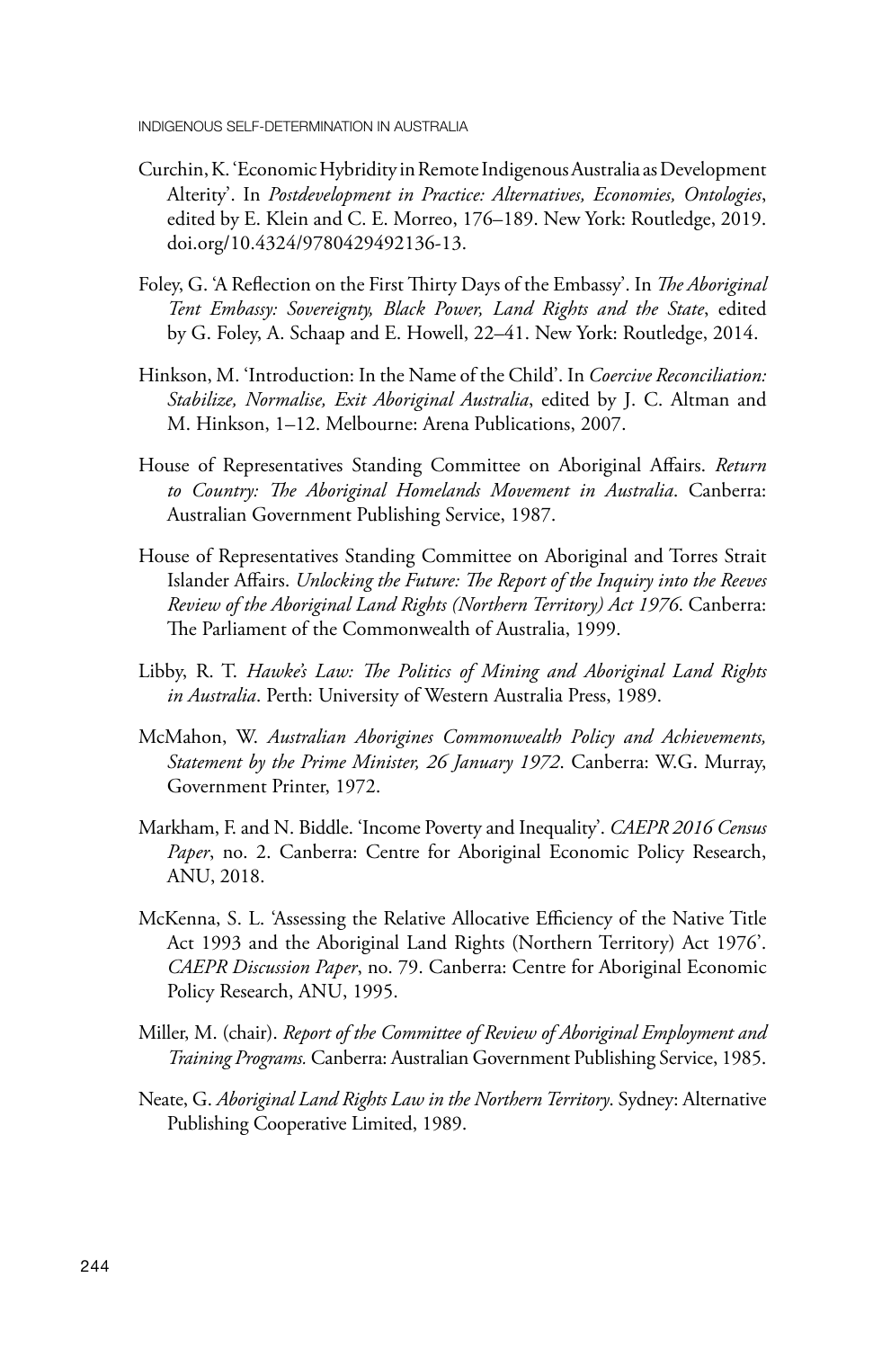Curchin, K. 'Economic Hybridity in Remote Indigenous Australia as Development Alterity'. In *Postdevelopment in Practice: Alternatives, Economies, Ontologies*, edited by E. Klein and C. E. Morreo, 176–189. New York: Routledge, 2019. doi.org/10.4324/9780429492136-13.

Foley, G. 'A Reflection on the First Thirty Days of the Embassy'. In *The Aboriginal Tent Embassy: Sovereignty, Black Power, Land Rights and the State*, edited by G. Foley, A. Schaap and E. Howell, 22–41. New York: Routledge, 2014.

Hinkson, M. 'Introduction: In the Name of the Child'. In *Coercive Reconciliation: Stabilize, Normalise, Exit Aboriginal Australia*, edited by J. C. Altman and M. Hinkson, 1–12. Melbourne: Arena Publications, 2007.

House of Representatives Standing Committee on Aboriginal Affairs. *Return to Country: The Aboriginal Homelands Movement in Australia*. Canberra: Australian Government Publishing Service, 1987.

House of Representatives Standing Committee on Aboriginal and Torres Strait Islander Affairs. *Unlocking the Future: The Report of the Inquiry into the Reeves Review of the Aboriginal Land Rights (Northern Territory) Act 1976*. Canberra: The Parliament of the Commonwealth of Australia, 1999.

Libby, R. T. *Hawke's Law: The Politics of Mining and Aboriginal Land Rights in Australia*. Perth: University of Western Australia Press, 1989.

McMahon, W. *Australian Aborigines Commonwealth Policy and Achievements, Statement by the Prime Minister, 26 January 1972*. Canberra: W.G. Murray, Government Printer, 1972.

Markham, F. and N. Biddle. 'Income Poverty and Inequality'. *CAEPR 2016 Census Paper*, no. 2. Canberra: Centre for Aboriginal Economic Policy Research, ANU, 2018.

McKenna, S. L. 'Assessing the Relative Allocative Efficiency of the Native Title Act 1993 and the Aboriginal Land Rights (Northern Territory) Act 1976'. *CAEPR Discussion Paper*, no. 79. Canberra: Centre for Aboriginal Economic Policy Research, ANU, 1995.

Miller, M. (chair). *Report of the Committee of Review of Aboriginal Employment and Training Programs.* Canberra: Australian Government Publishing Service, 1985.

Neate, G. *Aboriginal Land Rights Law in the Northern Territory*. Sydney: Alternative Publishing Cooperative Limited, 1989.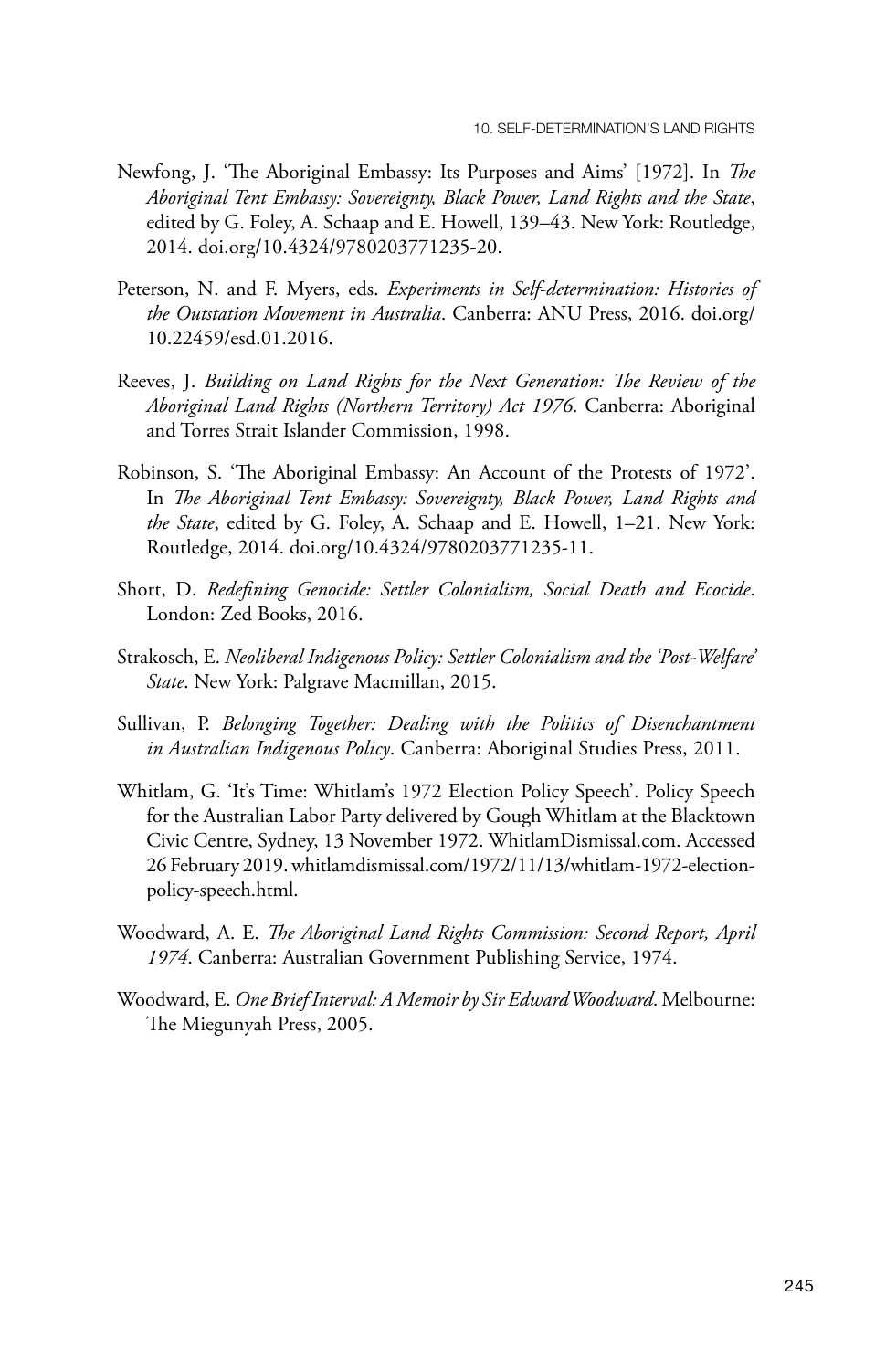Newfong, J. 'The Aboriginal Embassy: Its Purposes and Aims' [1972]. In *The Aboriginal Tent Embassy: Sovereignty, Black Power, Land Rights and the State*, edited by G. Foley, A. Schaap and E. Howell, 139–43. New York: Routledge, 2014. doi.org/10.4324/9780203771235-20.

Peterson, N. and F. Myers, eds. *Experiments in Self-determination: Histories of the Outstation Movement in Australia*. Canberra: ANU Press, 2016. doi.org/10.22459/esd.01.2016.

Reeves, J. *Building on Land Rights for the Next Generation: The Review of the Aboriginal Land Rights (Northern Territory) Act 1976*. Canberra: Aboriginal and Torres Strait Islander Commission, 1998.

Robinson, S. 'The Aboriginal Embassy: An Account of the Protests of 1972'. In *The Aboriginal Tent Embassy: Sovereignty, Black Power, Land Rights and the State*, edited by G. Foley, A. Schaap and E. Howell, 1–21. New York: Routledge, 2014. doi.org/10.4324/9780203771235-11.

Short, D. *Redefining Genocide: Settler Colonialism, Social Death and Ecocide*. London: Zed Books, 2016.

Strakosch, E. *Neoliberal Indigenous Policy: Settler Colonialism and the 'Post-Welfare' State*. New York: Palgrave Macmillan, 2015.

Sullivan, P. *Belonging Together: Dealing with the Politics of Disenchantment in Australian Indigenous Policy*. Canberra: Aboriginal Studies Press, 2011.

Whitlam, G. 'It's Time: Whitlam's 1972 Election Policy Speech'. Policy Speech for the Australian Labor Party delivered by Gough Whitlam at the Blacktown Civic Centre, Sydney, 13 November 1972. WhitlamDismissal.com. Accessed 26 February 2019. whitlamdismissal.com/1972/11/13/whitlam-1972-election-policy-speech.html.

Woodward, A. E. *The Aboriginal Land Rights Commission: Second Report, April 1974*. Canberra: Australian Government Publishing Service, 1974.

Woodward, E. *One Brief Interval: A Memoir by Sir Edward Woodward*. Melbourne: The Miegunyah Press, 2005.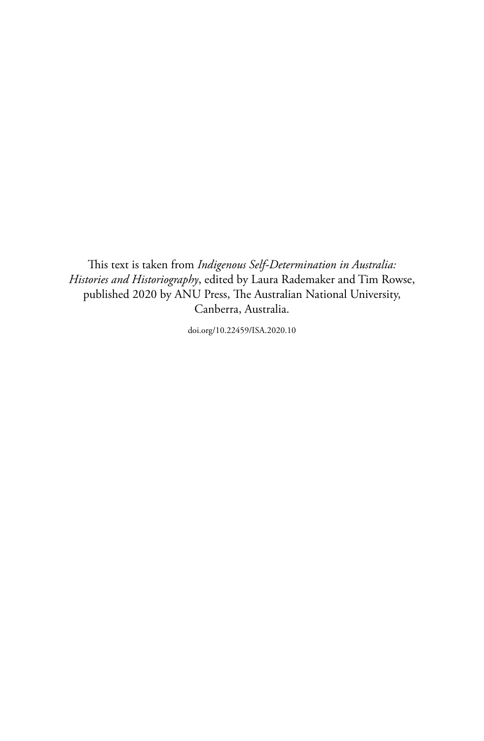This text is taken from *Indigenous Self-Determination in Australia: Histories and Historiography*, edited by Laura Rademaker and Tim Rowse, published 2020 by ANU Press, The Australian National University, Canberra, Australia.

doi.org/10.22459/ISA.2020.10